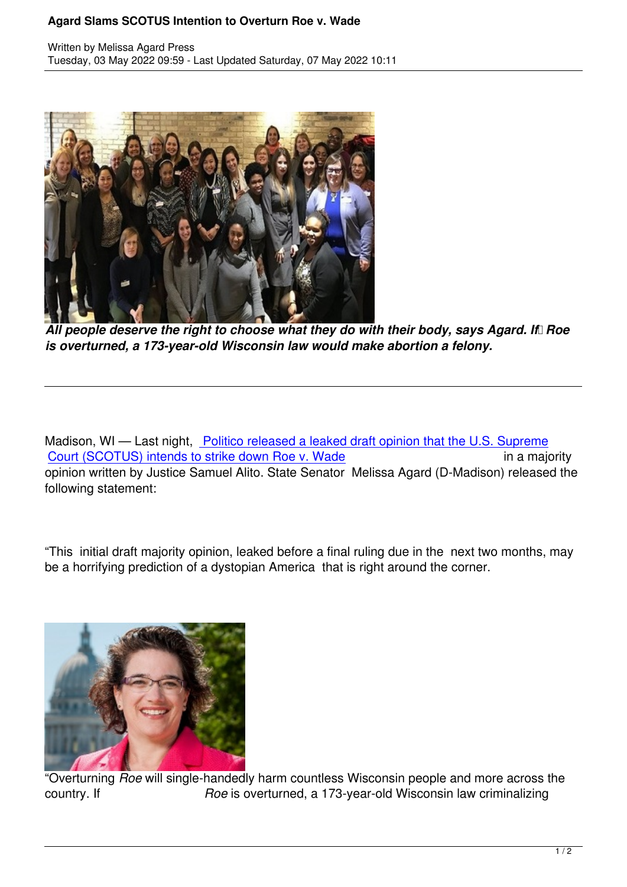# Agard Slams SCOTUS Intention to Overturn Roe v. Wade

Written by Melissa Agard Press
Tuesday, 03 May 2022 09:59 - Last Updated Saturday, 07 May 2022 10:11

***All people deserve the right to choose what they do with their body, says Agard. If Roe is overturned, a 173-year-old Wisconsin law would make abortion a felony.***

---

Madison, WI — Last night, [Politico released a leaked draft opinion that the U.S. Supreme Court (SCOTUS) intends to strike down Roe v. Wade]() in a majority opinion written by Justice Samuel Alito. State Senator Melissa Agard (D-Madison) released the following statement:

"This initial draft majority opinion, leaked before a final ruling due in the next two months, may be a horrifying prediction of a dystopian America that is right around the corner.

"Overturning *Roe* will single-handedly harm countless Wisconsin people and more across the country. If *Roe* is overturned, a 173-year-old Wisconsin law criminalizing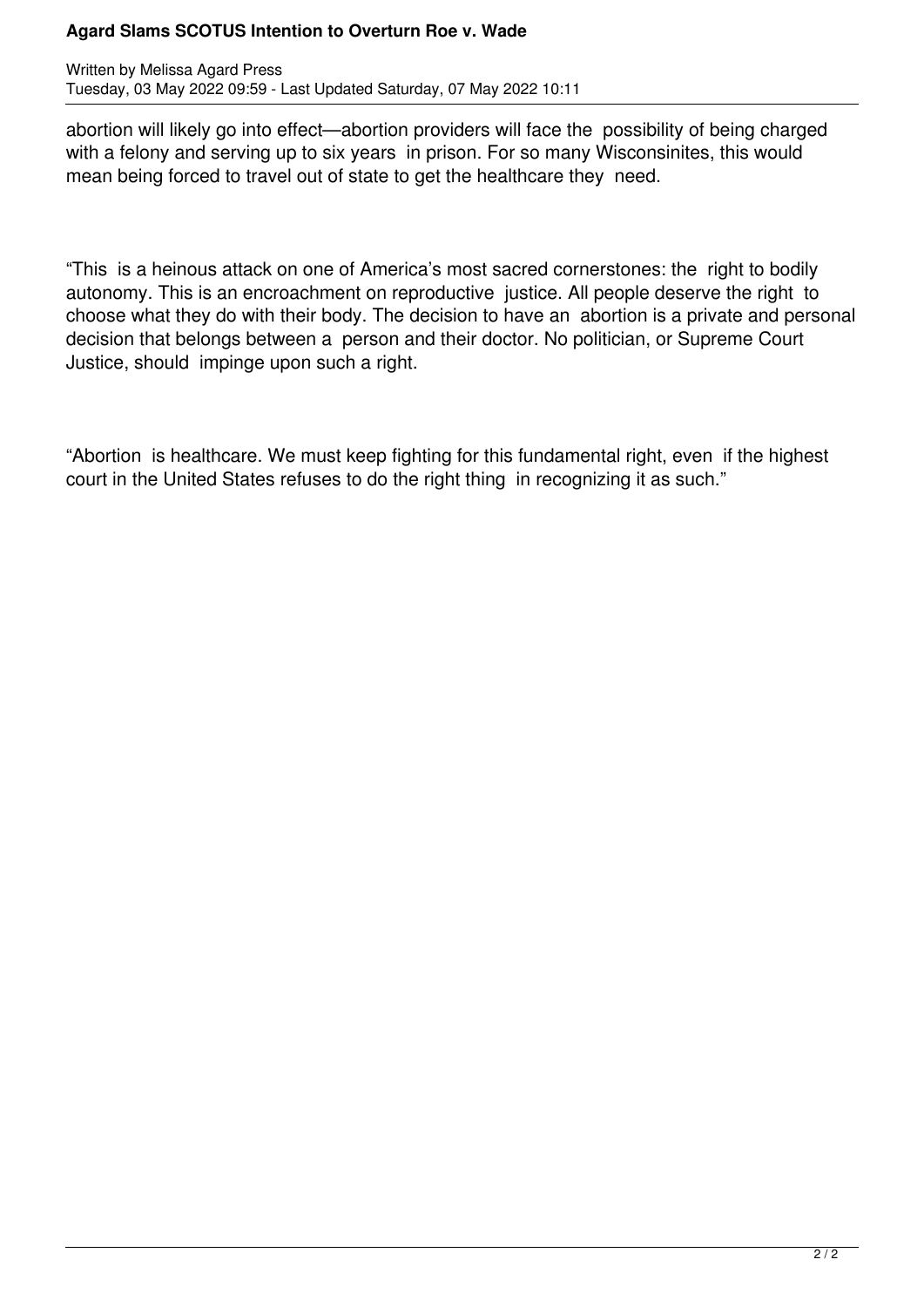abortion will likely go into effect—abortion providers will face the possibility of being charged with a felony and serving up to six years in prison. For so many Wisconsinites, this would mean being forced to travel out of state to get the healthcare they need.

“This is a heinous attack on one of America’s most sacred cornerstones: the right to bodily autonomy. This is an encroachment on reproductive justice. All people deserve the right to choose what they do with their body. The decision to have an abortion is a private and personal decision that belongs between a person and their doctor. No politician, or Supreme Court Justice, should impinge upon such a right.

“Abortion is healthcare. We must keep fighting for this fundamental right, even if the highest court in the United States refuses to do the right thing in recognizing it as such.”